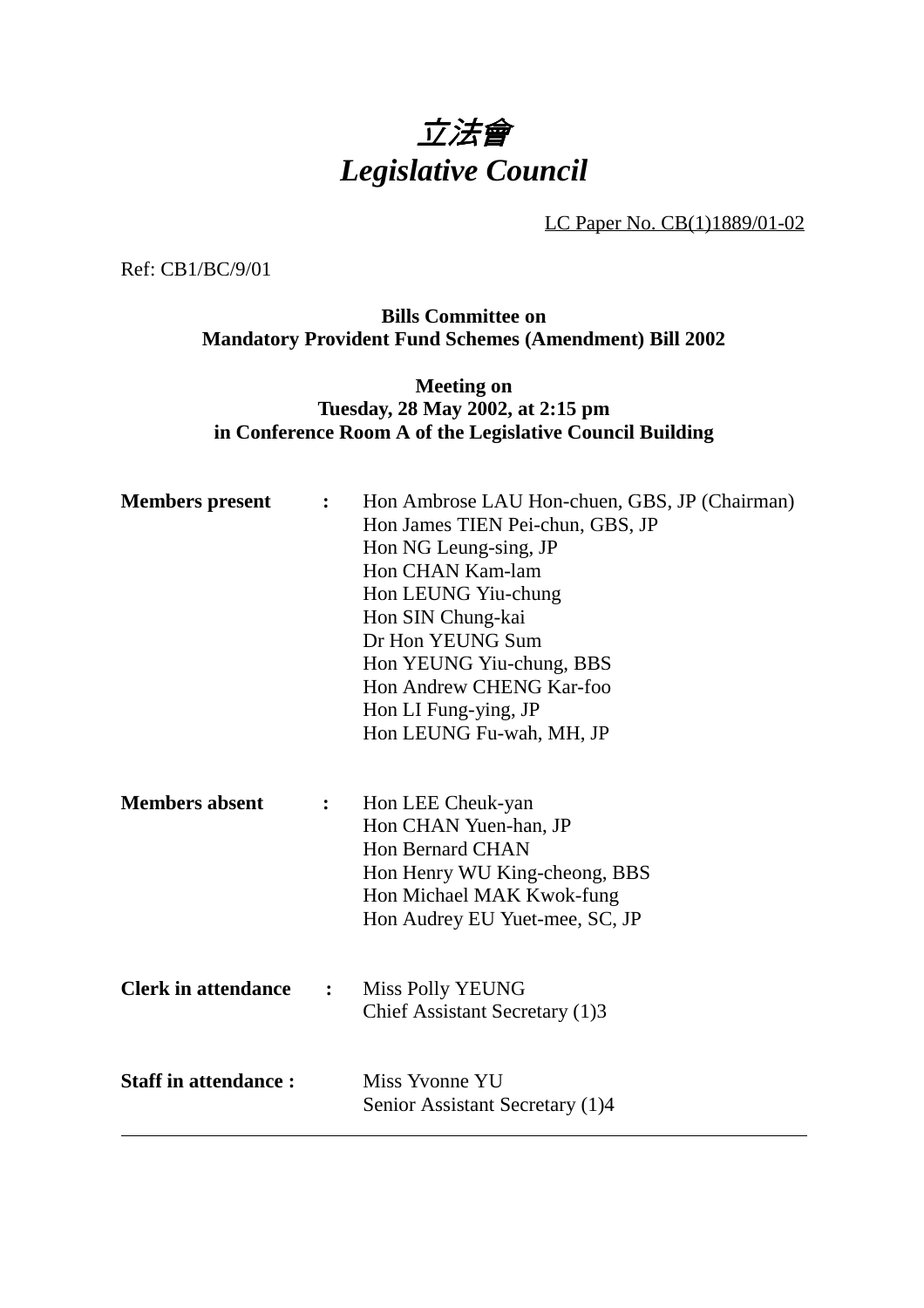# *立法會*
# *Legislative Council*

LC Paper No. CB(1)1889/01-02

Ref: CB1/BC/9/01

**Bills Committee on**
**Mandatory Provident Fund Schemes (Amendment) Bill 2002**

**Meeting on**
**Tuesday, 28 May 2002, at 2:15 pm**
**in Conference Room A of the Legislative Council Building**

**Members present** : Hon Ambrose LAU Hon-chuen, GBS, JP (Chairman)
Hon James TIEN Pei-chun, GBS, JP
Hon NG Leung-sing, JP
Hon CHAN Kam-lam
Hon LEUNG Yiu-chung
Hon SIN Chung-kai
Dr Hon YEUNG Sum
Hon YEUNG Yiu-chung, BBS
Hon Andrew CHENG Kar-foo
Hon LI Fung-ying, JP
Hon LEUNG Fu-wah, MH, JP

**Members absent** : Hon LEE Cheuk-yan
Hon CHAN Yuen-han, JP
Hon Bernard CHAN
Hon Henry WU King-cheong, BBS
Hon Michael MAK Kwok-fung
Hon Audrey EU Yuet-mee, SC, JP

**Clerk in attendance** : Miss Polly YEUNG
Chief Assistant Secretary (1)3

**Staff in attendance :** Miss Yvonne YU
Senior Assistant Secretary (1)4

---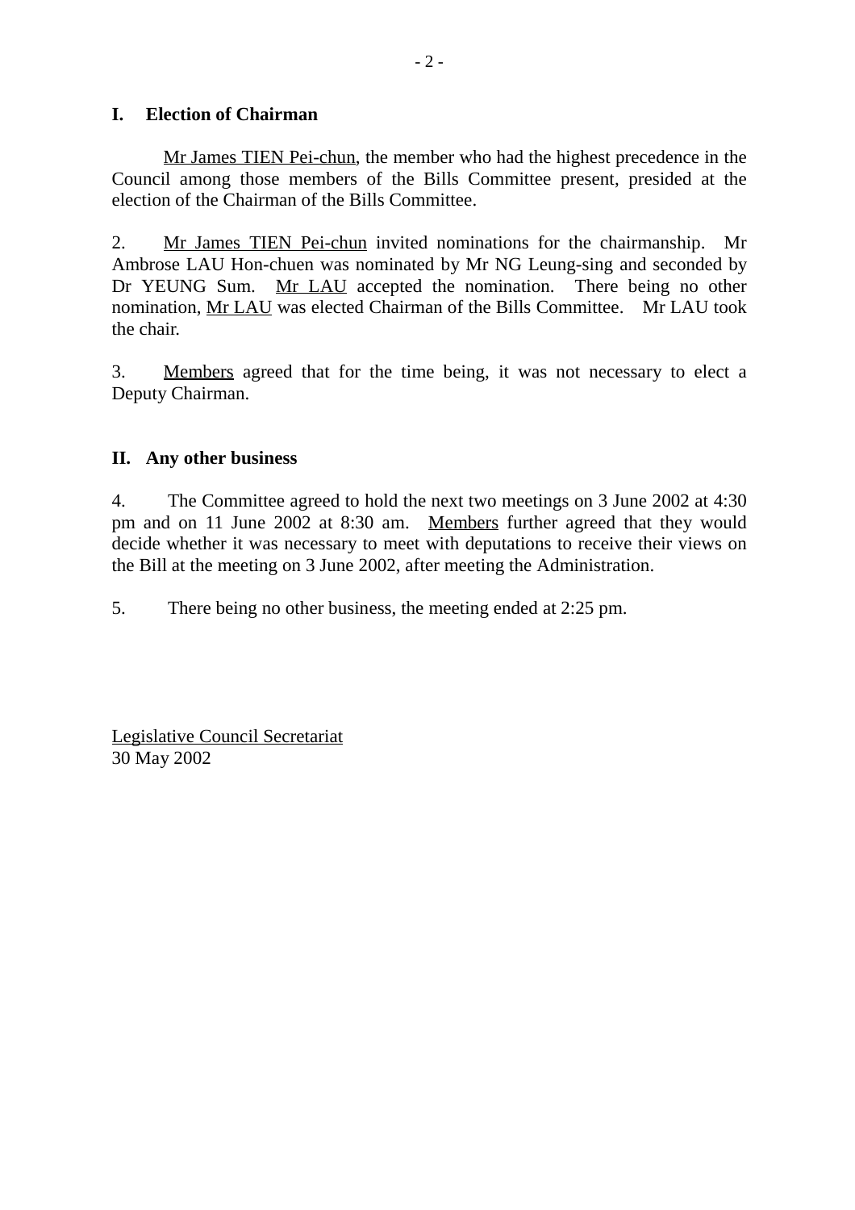## I. Election of Chairman

Mr James TIEN Pei-chun, the member who had the highest precedence in the Council among those members of the Bills Committee present, presided at the election of the Chairman of the Bills Committee.

2. Mr James TIEN Pei-chun invited nominations for the chairmanship. Mr Ambrose LAU Hon-chuen was nominated by Mr NG Leung-sing and seconded by Dr YEUNG Sum. Mr LAU accepted the nomination. There being no other nomination, Mr LAU was elected Chairman of the Bills Committee. Mr LAU took the chair.

3. Members agreed that for the time being, it was not necessary to elect a Deputy Chairman.

## II. Any other business

4. The Committee agreed to hold the next two meetings on 3 June 2002 at 4:30 pm and on 11 June 2002 at 8:30 am. Members further agreed that they would decide whether it was necessary to meet with deputations to receive their views on the Bill at the meeting on 3 June 2002, after meeting the Administration.

5. There being no other business, the meeting ended at 2:25 pm.

Legislative Council Secretariat
30 May 2002